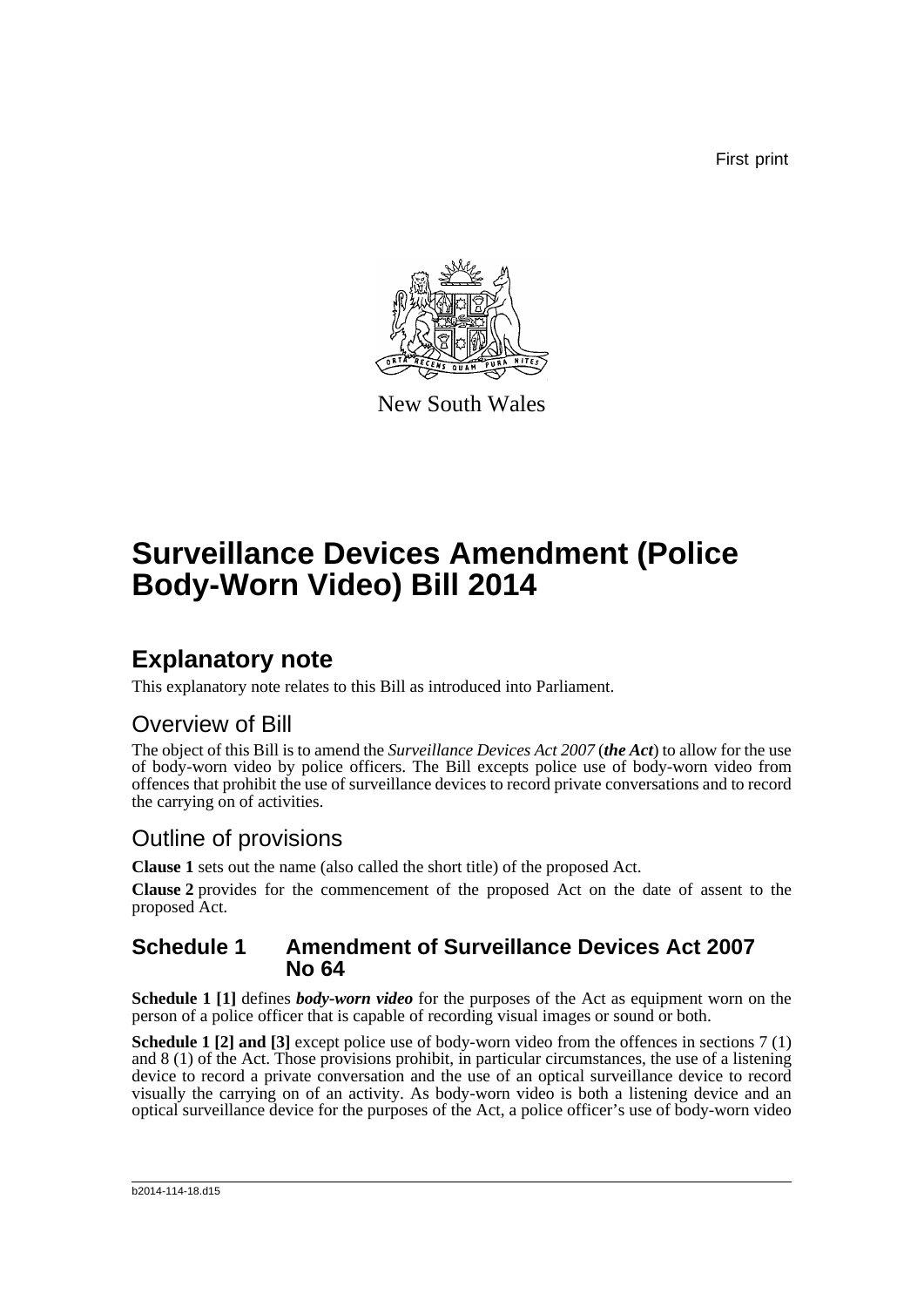First print

New South Wales

# Surveillance Devices Amendment (Police Body-Worn Video) Bill 2014

## Explanatory note

This explanatory note relates to this Bill as introduced into Parliament.

### Overview of Bill

The object of this Bill is to amend the *Surveillance Devices Act 2007* (***the Act***) to allow for the use of body-worn video by police officers. The Bill excepts police use of body-worn video from offences that prohibit the use of surveillance devices to record private conversations and to record the carrying on of activities.

### Outline of provisions

**Clause 1** sets out the name (also called the short title) of the proposed Act.

**Clause 2** provides for the commencement of the proposed Act on the date of assent to the proposed Act.

#### Schedule 1 Amendment of Surveillance Devices Act 2007 No 64

**Schedule 1 [1]** defines ***body-worn video*** for the purposes of the Act as equipment worn on the person of a police officer that is capable of recording visual images or sound or both.

**Schedule 1 [2] and [3]** except police use of body-worn video from the offences in sections 7 (1) and 8 (1) of the Act. Those provisions prohibit, in particular circumstances, the use of a listening device to record a private conversation and the use of an optical surveillance device to record visually the carrying on of an activity. As body-worn video is both a listening device and an optical surveillance device for the purposes of the Act, a police officer's use of body-worn video

b2014-114-18.d15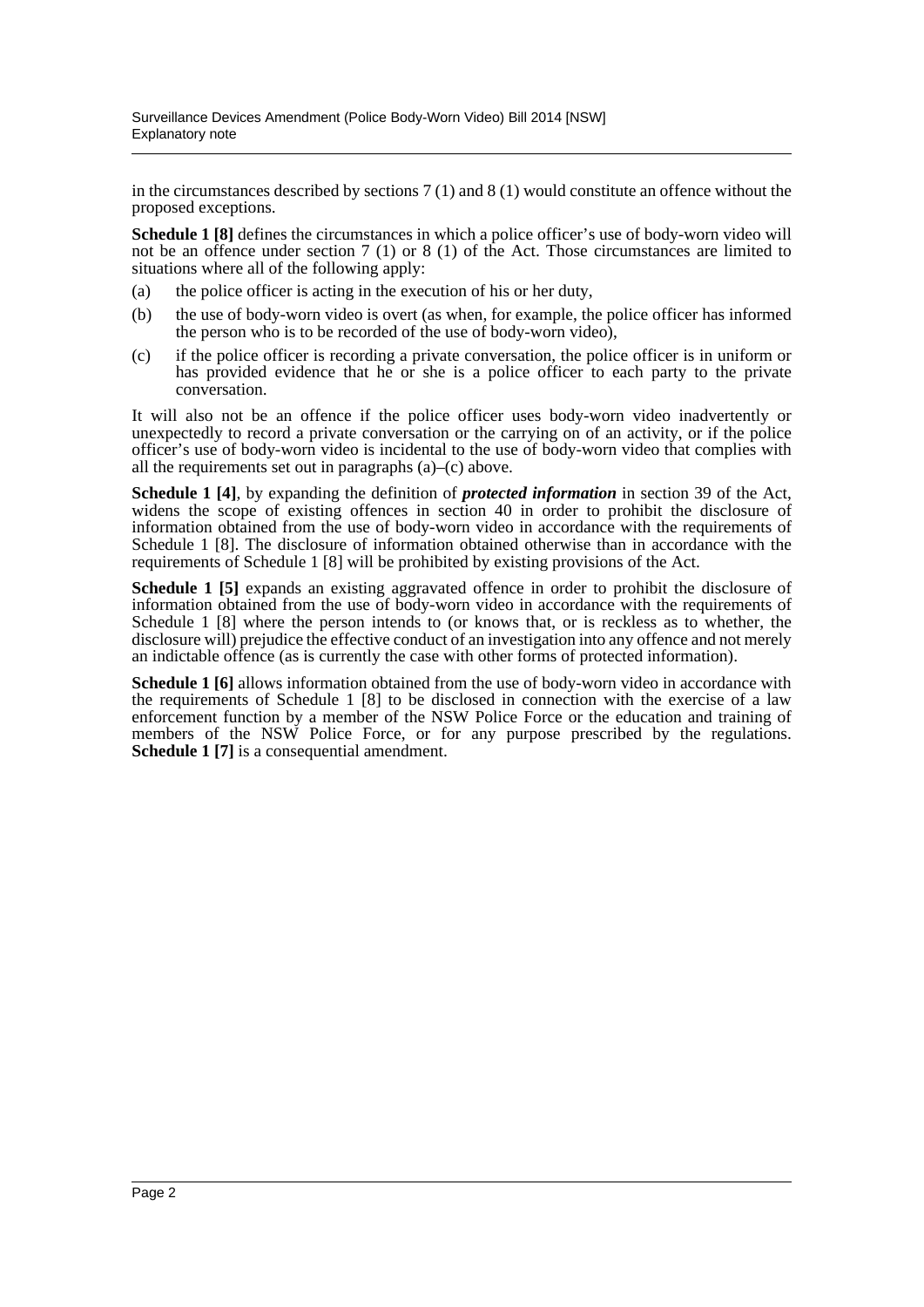in the circumstances described by sections 7 (1) and 8 (1) would constitute an offence without the proposed exceptions.

**Schedule 1 [8]** defines the circumstances in which a police officer's use of body-worn video will not be an offence under section 7 (1) or 8 (1) of the Act. Those circumstances are limited to situations where all of the following apply:

(a) the police officer is acting in the execution of his or her duty,

(b) the use of body-worn video is overt (as when, for example, the police officer has informed the person who is to be recorded of the use of body-worn video),

(c) if the police officer is recording a private conversation, the police officer is in uniform or has provided evidence that he or she is a police officer to each party to the private conversation.

It will also not be an offence if the police officer uses body-worn video inadvertently or unexpectedly to record a private conversation or the carrying on of an activity, or if the police officer's use of body-worn video is incidental to the use of body-worn video that complies with all the requirements set out in paragraphs (a)–(c) above.

**Schedule 1 [4]**, by expanding the definition of ***protected information*** in section 39 of the Act, widens the scope of existing offences in section 40 in order to prohibit the disclosure of information obtained from the use of body-worn video in accordance with the requirements of Schedule 1 [8]. The disclosure of information obtained otherwise than in accordance with the requirements of Schedule 1 [8] will be prohibited by existing provisions of the Act.

**Schedule 1 [5]** expands an existing aggravated offence in order to prohibit the disclosure of information obtained from the use of body-worn video in accordance with the requirements of Schedule 1 [8] where the person intends to (or knows that, or is reckless as to whether, the disclosure will) prejudice the effective conduct of an investigation into any offence and not merely an indictable offence (as is currently the case with other forms of protected information).

**Schedule 1 [6]** allows information obtained from the use of body-worn video in accordance with the requirements of Schedule 1 [8] to be disclosed in connection with the exercise of a law enforcement function by a member of the NSW Police Force or the education and training of members of the NSW Police Force, or for any purpose prescribed by the regulations. **Schedule 1 [7]** is a consequential amendment.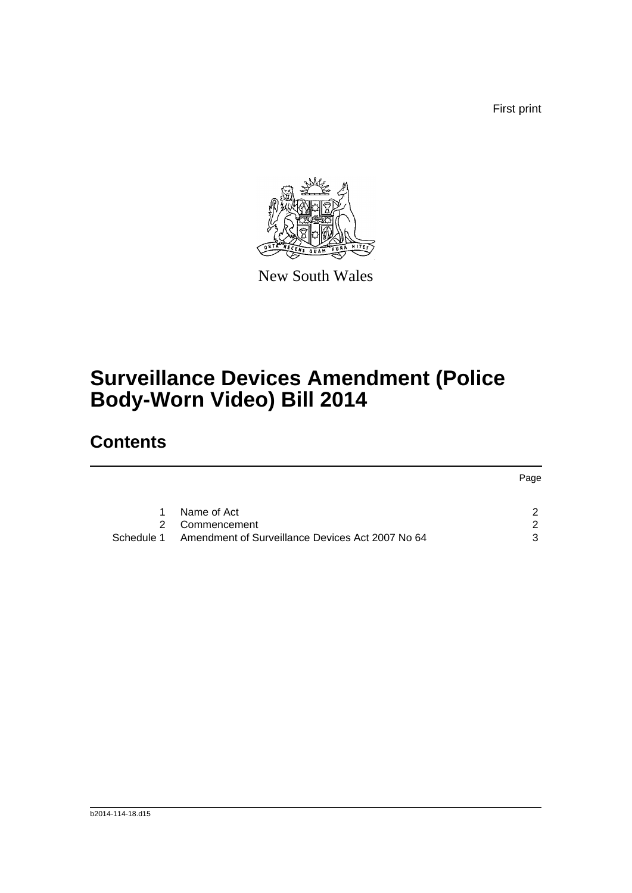First print

New South Wales

# Surveillance Devices Amendment (Police Body-Worn Video) Bill 2014

## Contents

| | | Page |
|---|---|---|
| 1 | Name of Act | 2 |
| 2 | Commencement | 2 |
| Schedule 1 | Amendment of Surveillance Devices Act 2007 No 64 | 3 |

b2014-114-18.d15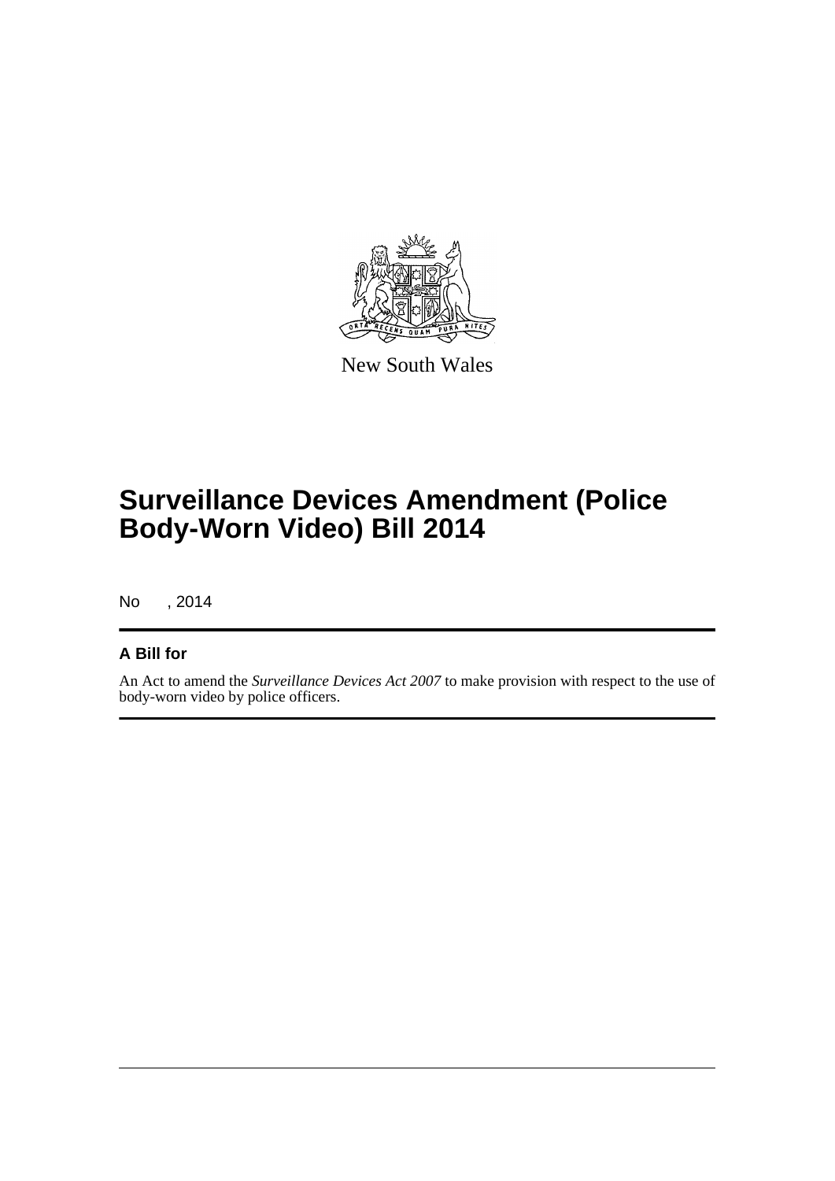New South Wales

# Surveillance Devices Amendment (Police Body-Worn Video) Bill 2014

No , 2014

## A Bill for

An Act to amend the *Surveillance Devices Act 2007* to make provision with respect to the use of body-worn video by police officers.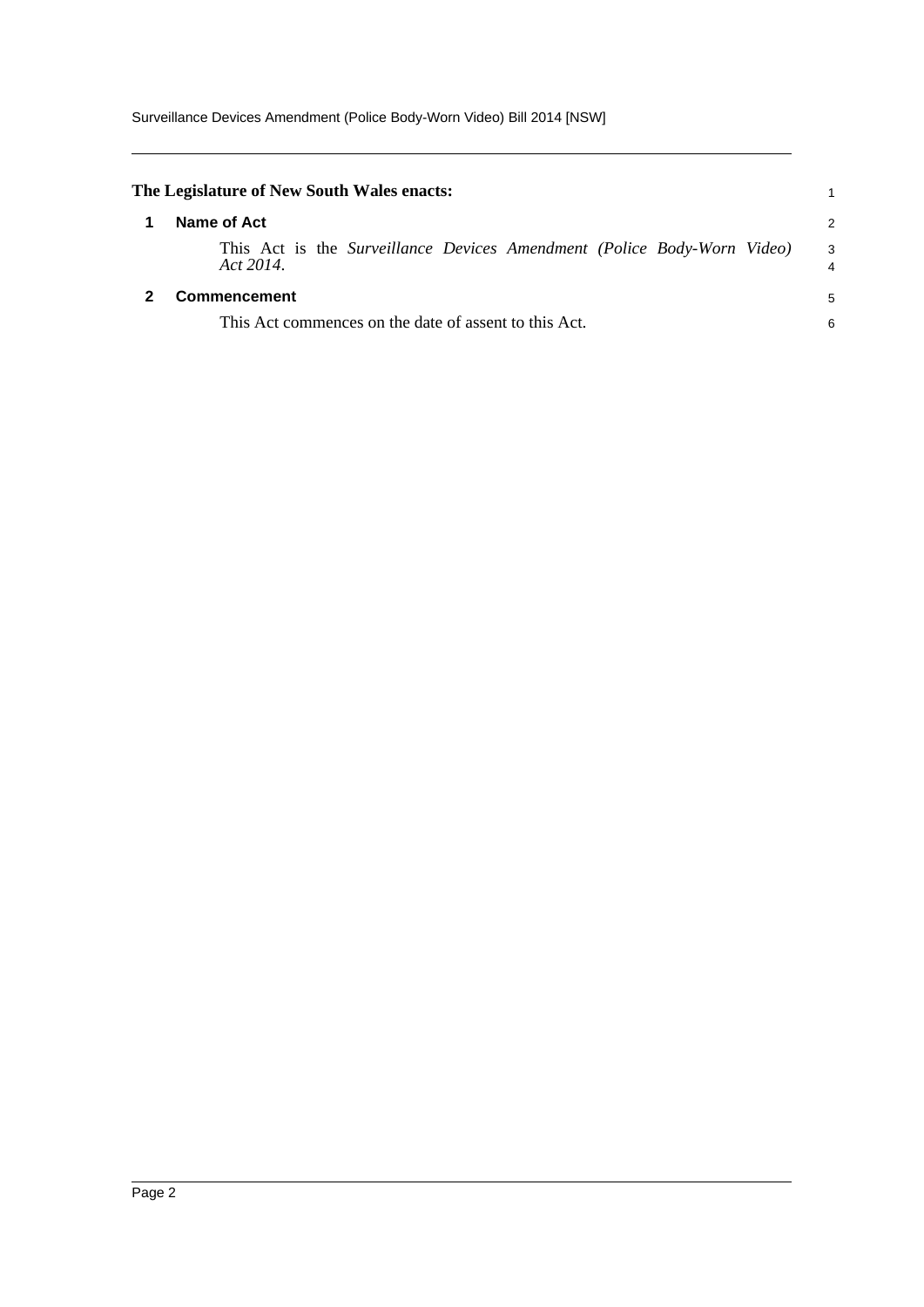**The Legislature of New South Wales enacts:**

## 1 Name of Act

This Act is the *Surveillance Devices Amendment (Police Body-Worn Video) Act 2014*.

## 2 Commencement

This Act commences on the date of assent to this Act.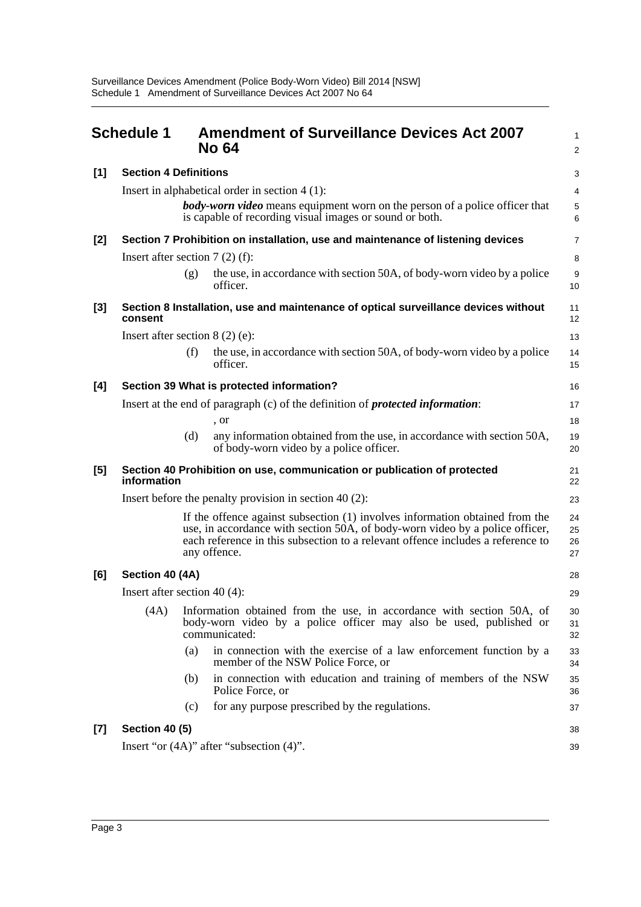# Schedule 1 Amendment of Surveillance Devices Act 2007 No 64

**[1] Section 4 Definitions**

Insert in alphabetical order in section 4 (1):

> ***body-worn video*** means equipment worn on the person of a police officer that is capable of recording visual images or sound or both.

**[2] Section 7 Prohibition on installation, use and maintenance of listening devices**

Insert after section 7 (2) (f):

> (g) the use, in accordance with section 50A, of body-worn video by a police officer.

**[3] Section 8 Installation, use and maintenance of optical surveillance devices without consent**

Insert after section 8 (2) (e):

> (f) the use, in accordance with section 50A, of body-worn video by a police officer.

**[4] Section 39 What is protected information?**

Insert at the end of paragraph (c) of the definition of ***protected information***:

> , or
>
> (d) any information obtained from the use, in accordance with section 50A, of body-worn video by a police officer.

**[5] Section 40 Prohibition on use, communication or publication of protected information**

Insert before the penalty provision in section 40 (2):

> If the offence against subsection (1) involves information obtained from the use, in accordance with section 50A, of body-worn video by a police officer, each reference in this subsection to a relevant offence includes a reference to any offence.

**[6] Section 40 (4A)**

Insert after section 40 (4):

> (4A) Information obtained from the use, in accordance with section 50A, of body-worn video by a police officer may also be used, published or communicated:
>
> (a) in connection with the exercise of a law enforcement function by a member of the NSW Police Force, or
>
> (b) in connection with education and training of members of the NSW Police Force, or
>
> (c) for any purpose prescribed by the regulations.

**[7] Section 40 (5)**

Insert "or (4A)" after "subsection (4)".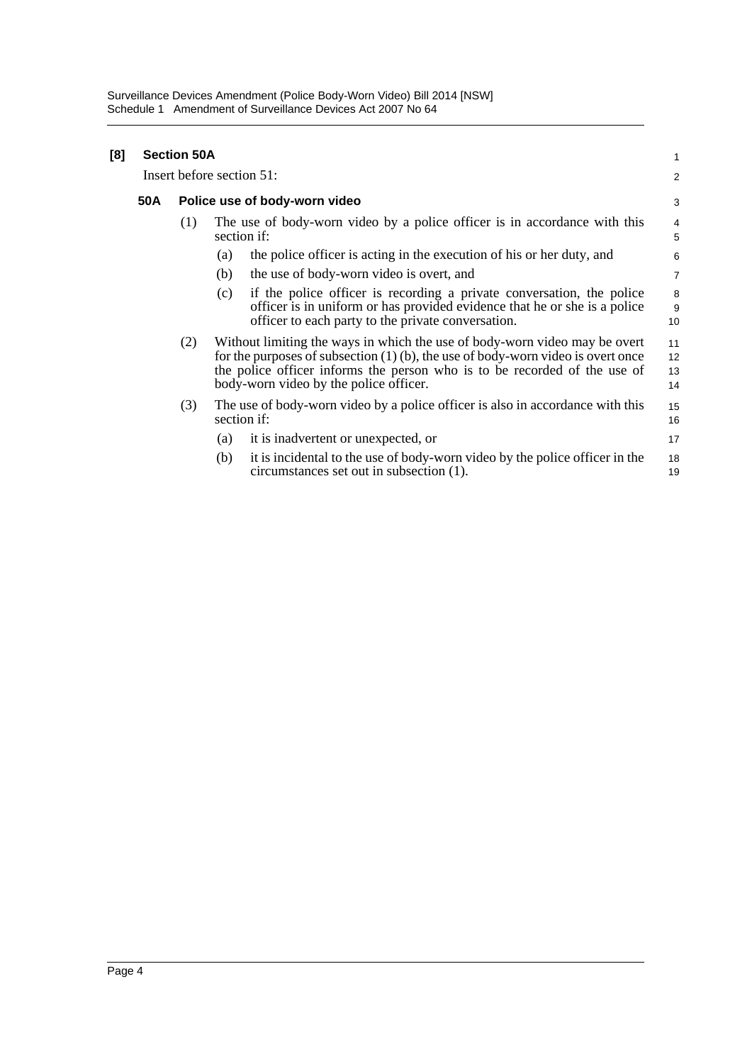**[8] Section 50A**

Insert before section 51:

**50A Police use of body-worn video**

(1) The use of body-worn video by a police officer is in accordance with this section if:

(a) the police officer is acting in the execution of his or her duty, and

(b) the use of body-worn video is overt, and

(c) if the police officer is recording a private conversation, the police officer is in uniform or has provided evidence that he or she is a police officer to each party to the private conversation.

(2) Without limiting the ways in which the use of body-worn video may be overt for the purposes of subsection (1) (b), the use of body-worn video is overt once the police officer informs the person who is to be recorded of the use of body-worn video by the police officer.

(3) The use of body-worn video by a police officer is also in accordance with this section if:

(a) it is inadvertent or unexpected, or

(b) it is incidental to the use of body-worn video by the police officer in the circumstances set out in subsection (1).